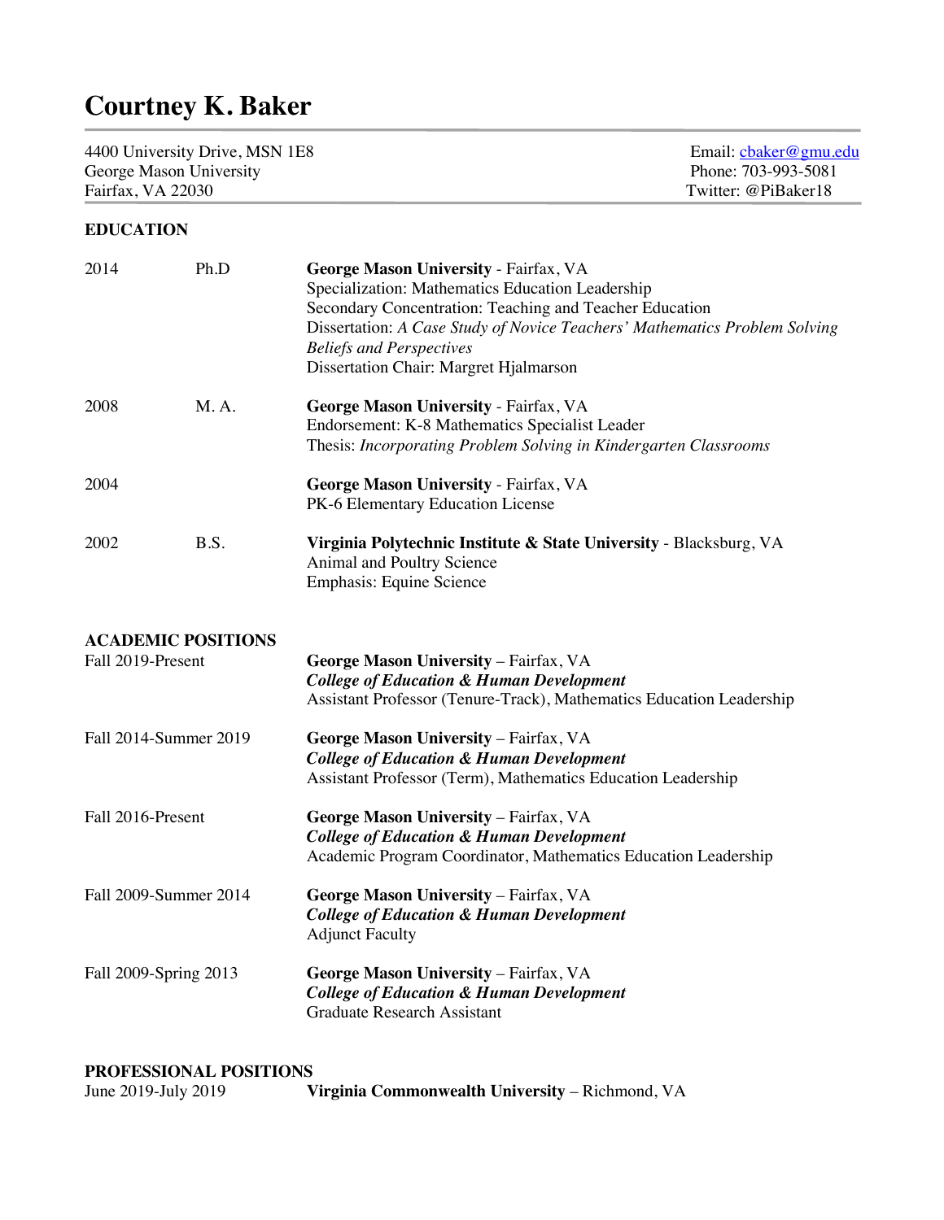# Courtney K. Baker

4400 University Drive, MSN 1E8
George Mason University
Fairfax, VA 22030

Email: cbaker@gmu.edu
Phone: 703-993-5081
Twitter: @PiBaker18

## EDUCATION

| | | |
|---|---|---|
| 2014 | Ph.D | **George Mason University** - Fairfax, VA<br>Specialization: Mathematics Education Leadership<br>Secondary Concentration: Teaching and Teacher Education<br>Dissertation: *A Case Study of Novice Teachers' Mathematics Problem Solving Beliefs and Perspectives*<br>Dissertation Chair: Margret Hjalmarson |
| 2008 | M. A. | **George Mason University** - Fairfax, VA<br>Endorsement: K-8 Mathematics Specialist Leader<br>Thesis: *Incorporating Problem Solving in Kindergarten Classrooms* |
| 2004 | | **George Mason University** - Fairfax, VA<br>PK-6 Elementary Education License |
| 2002 | B.S. | **Virginia Polytechnic Institute & State University** - Blacksburg, VA<br>Animal and Poultry Science<br>Emphasis: Equine Science |

## ACADEMIC POSITIONS

| | |
|---|---|
| Fall 2019-Present | **George Mason University** – Fairfax, VA<br>***College of Education & Human Development***<br>Assistant Professor (Tenure-Track), Mathematics Education Leadership |
| Fall 2014-Summer 2019 | **George Mason University** – Fairfax, VA<br>***College of Education & Human Development***<br>Assistant Professor (Term), Mathematics Education Leadership |
| Fall 2016-Present | **George Mason University** – Fairfax, VA<br>***College of Education & Human Development***<br>Academic Program Coordinator, Mathematics Education Leadership |
| Fall 2009-Summer 2014 | **George Mason University** – Fairfax, VA<br>***College of Education & Human Development***<br>Adjunct Faculty |
| Fall 2009-Spring 2013 | **George Mason University** – Fairfax, VA<br>***College of Education & Human Development***<br>Graduate Research Assistant |

## PROFESSIONAL POSITIONS

| | |
|---|---|
| June 2019-July 2019 | **Virginia Commonwealth University** – Richmond, VA |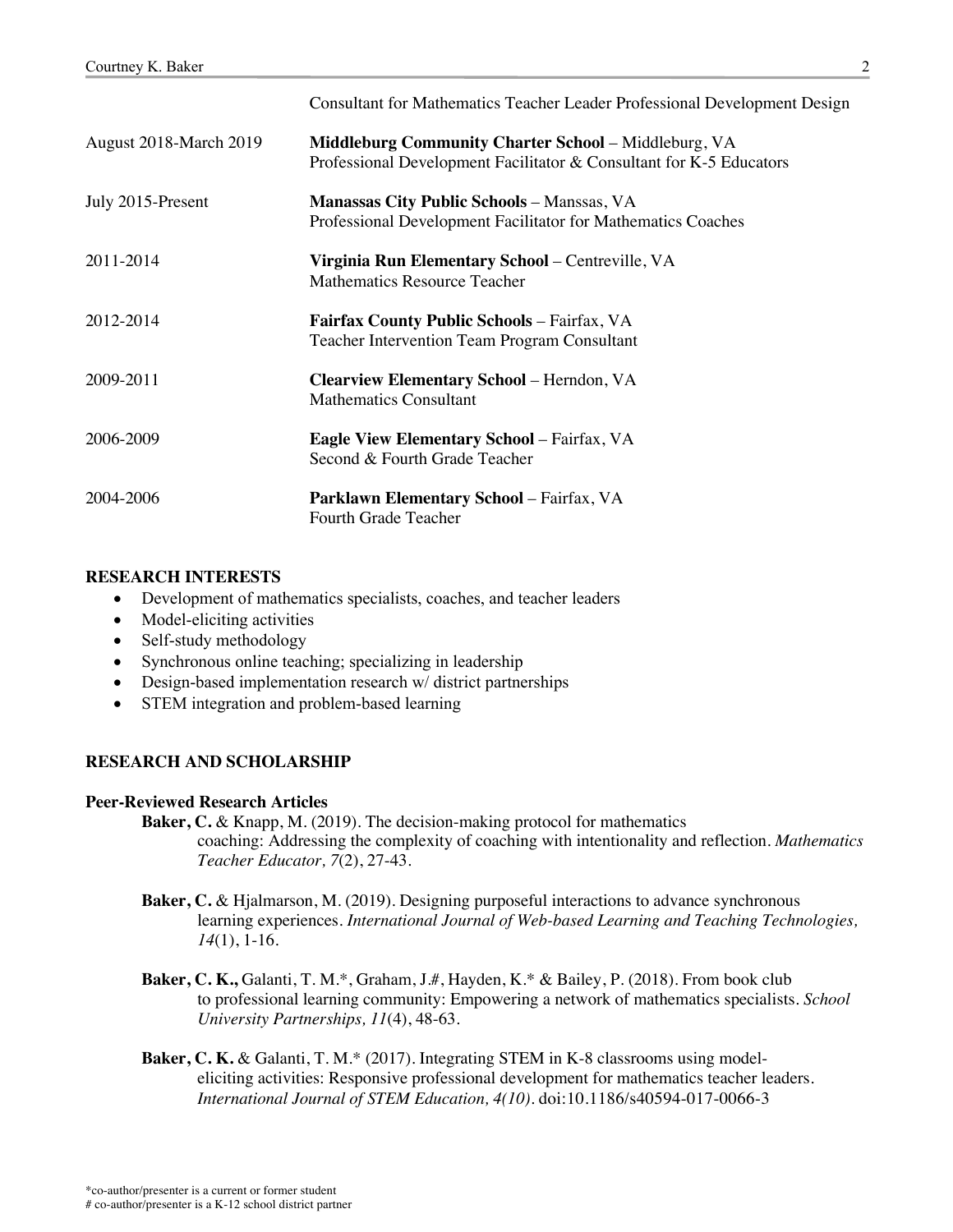| | |
|---|---|
| | Consultant for Mathematics Teacher Leader Professional Development Design |
| August 2018-March 2019 | **Middleburg Community Charter School** – Middleburg, VA<br>Professional Development Facilitator & Consultant for K-5 Educators |
| July 2015-Present | **Manassas City Public Schools** – Manssas, VA<br>Professional Development Facilitator for Mathematics Coaches |
| 2011-2014 | **Virginia Run Elementary School** – Centreville, VA<br>Mathematics Resource Teacher |
| 2012-2014 | **Fairfax County Public Schools** – Fairfax, VA<br>Teacher Intervention Team Program Consultant |
| 2009-2011 | **Clearview Elementary School** – Herndon, VA<br>Mathematics Consultant |
| 2006-2009 | **Eagle View Elementary School** – Fairfax, VA<br>Second & Fourth Grade Teacher |
| 2004-2006 | **Parklawn Elementary School** – Fairfax, VA<br>Fourth Grade Teacher |

## RESEARCH INTERESTS

- Development of mathematics specialists, coaches, and teacher leaders
- Model-eliciting activities
- Self-study methodology
- Synchronous online teaching; specializing in leadership
- Design-based implementation research w/ district partnerships
- STEM integration and problem-based learning

## RESEARCH AND SCHOLARSHIP

### Peer-Reviewed Research Articles

**Baker, C.** & Knapp, M. (2019). The decision-making protocol for mathematics coaching: Addressing the complexity of coaching with intentionality and reflection. *Mathematics Teacher Educator, 7*(2), 27-43.

**Baker, C.** & Hjalmarson, M. (2019). Designing purposeful interactions to advance synchronous learning experiences. *International Journal of Web-based Learning and Teaching Technologies, 14*(1), 1-16.

**Baker, C. K.,** Galanti, T. M.*, Graham, J.#, Hayden, K.* & Bailey, P. (2018). From book club to professional learning community: Empowering a network of mathematics specialists. *School University Partnerships, 11*(4), 48-63.

**Baker, C. K.** & Galanti, T. M.* (2017). Integrating STEM in K-8 classrooms using model-eliciting activities: Responsive professional development for mathematics teacher leaders. *International Journal of STEM Education, 4(10)*. doi:10.1186/s40594-017-0066-3

*co-author/presenter is a current or former student
# co-author/presenter is a K-12 school district partner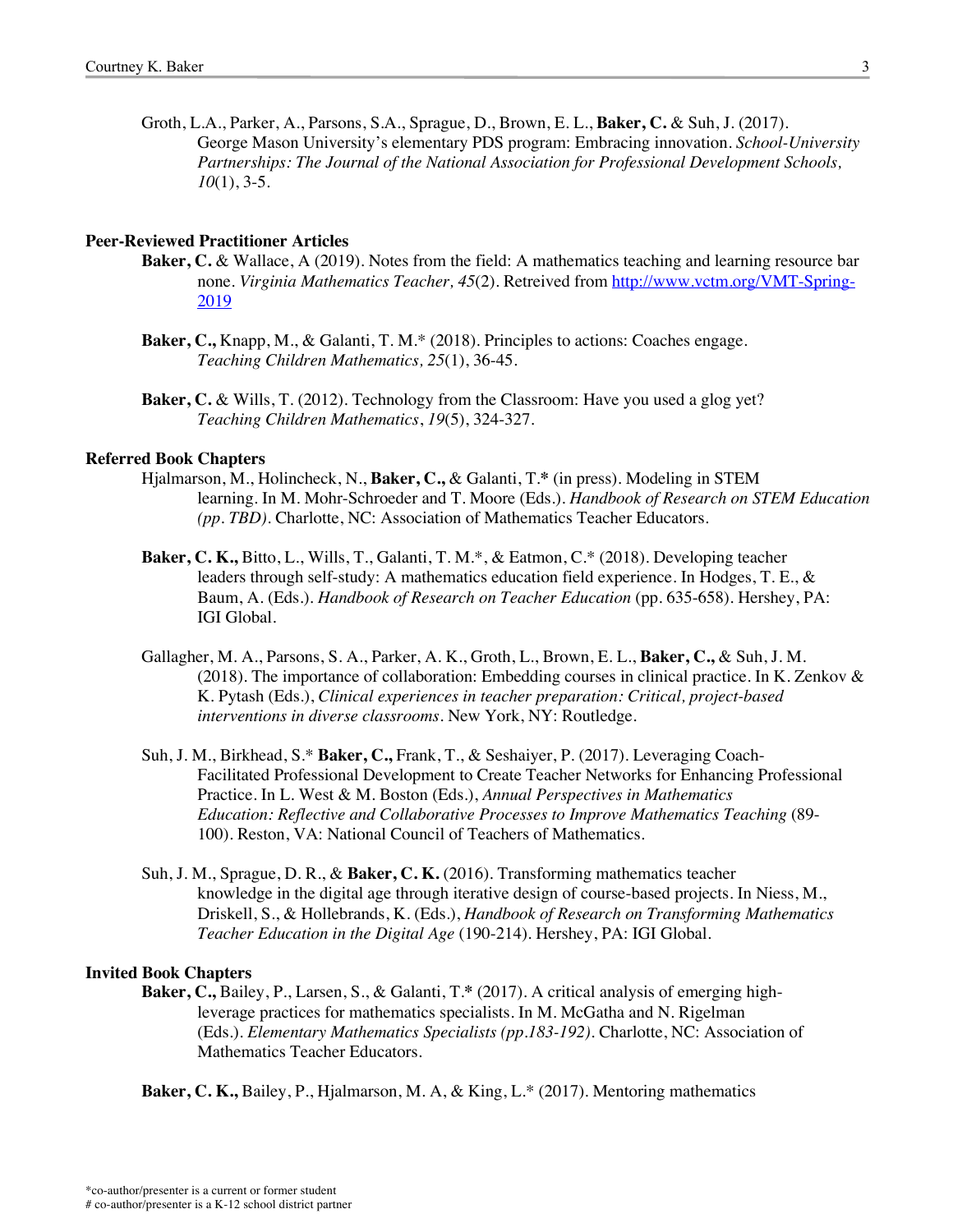Groth, L.A., Parker, A., Parsons, S.A., Sprague, D., Brown, E. L., **Baker, C.** & Suh, J. (2017). George Mason University's elementary PDS program: Embracing innovation. *School-University Partnerships: The Journal of the National Association for Professional Development Schools, 10*(1), 3-5.

### Peer-Reviewed Practitioner Articles

**Baker, C.** & Wallace, A (2019). Notes from the field: A mathematics teaching and learning resource bar none. *Virginia Mathematics Teacher, 45*(2). Retreived from [http://www.vctm.org/VMT-Spring-2019](http://www.vctm.org/VMT-Spring-2019)

**Baker, C.,** Knapp, M., & Galanti, T. M.* (2018). Principles to actions: Coaches engage. *Teaching Children Mathematics, 25*(1), 36-45.

**Baker, C.** & Wills, T. (2012). Technology from the Classroom: Have you used a glog yet? *Teaching Children Mathematics*, *19*(5), 324-327.

### Referred Book Chapters

Hjalmarson, M., Holincheck, N., **Baker, C.,** & Galanti, T.* (in press). Modeling in STEM learning. In M. Mohr-Schroeder and T. Moore (Eds.). *Handbook of Research on STEM Education (pp. TBD)*. Charlotte, NC: Association of Mathematics Teacher Educators.

**Baker, C. K.,** Bitto, L., Wills, T., Galanti, T. M.*, & Eatmon, C.* (2018). Developing teacher leaders through self-study: A mathematics education field experience. In Hodges, T. E., & Baum, A. (Eds.). *Handbook of Research on Teacher Education* (pp. 635-658). Hershey, PA: IGI Global.

Gallagher, M. A., Parsons, S. A., Parker, A. K., Groth, L., Brown, E. L., **Baker, C.,** & Suh, J. M. (2018). The importance of collaboration: Embedding courses in clinical practice. In K. Zenkov & K. Pytash (Eds.), *Clinical experiences in teacher preparation: Critical, project-based interventions in diverse classrooms*. New York, NY: Routledge.

Suh, J. M., Birkhead, S.* **Baker, C.,** Frank, T., & Seshaiyer, P. (2017). Leveraging Coach-Facilitated Professional Development to Create Teacher Networks for Enhancing Professional Practice. In L. West & M. Boston (Eds.), *Annual Perspectives in Mathematics Education: Reflective and Collaborative Processes to Improve Mathematics Teaching* (89-100). Reston, VA: National Council of Teachers of Mathematics.

Suh, J. M., Sprague, D. R., & **Baker, C. K.** (2016). Transforming mathematics teacher knowledge in the digital age through iterative design of course-based projects. In Niess, M., Driskell, S., & Hollebrands, K. (Eds.), *Handbook of Research on Transforming Mathematics Teacher Education in the Digital Age* (190-214). Hershey, PA: IGI Global.

### Invited Book Chapters

**Baker, C.,** Bailey, P., Larsen, S., & Galanti, T.* (2017). A critical analysis of emerging high-leverage practices for mathematics specialists. In M. McGatha and N. Rigelman (Eds.). *Elementary Mathematics Specialists (pp.183-192)*. Charlotte, NC: Association of Mathematics Teacher Educators.

**Baker, C. K.,** Bailey, P., Hjalmarson, M. A, & King, L.* (2017). Mentoring mathematics

*co-author/presenter is a current or former student
# co-author/presenter is a K-12 school district partner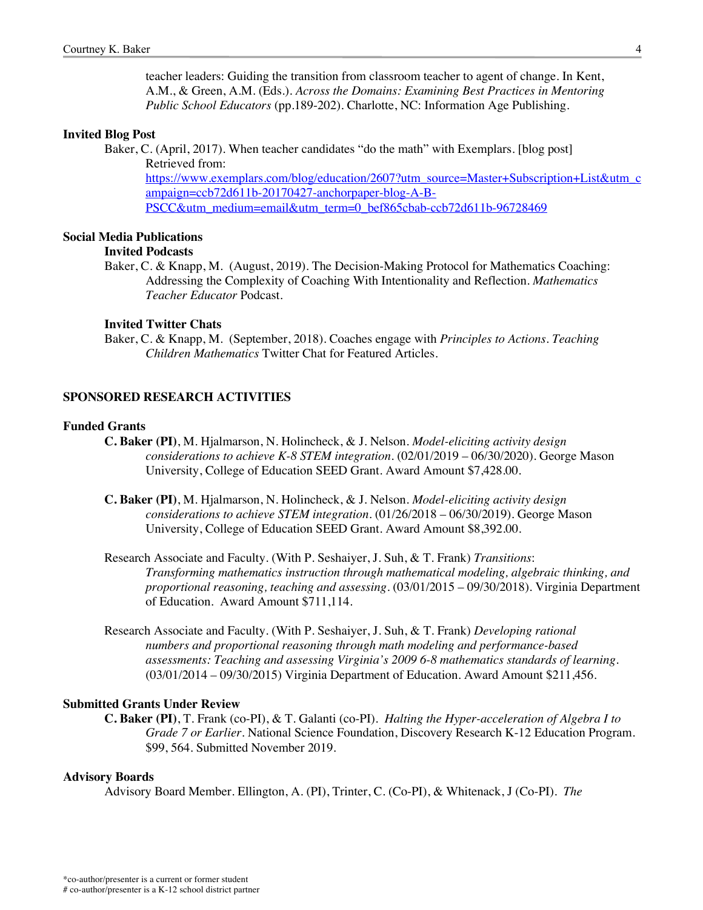teacher leaders: Guiding the transition from classroom teacher to agent of change. In Kent, A.M., & Green, A.M. (Eds.). *Across the Domains: Examining Best Practices in Mentoring Public School Educators* (pp.189-202). Charlotte, NC: Information Age Publishing.

**Invited Blog Post**

Baker, C. (April, 2017). When teacher candidates "do the math" with Exemplars. [blog post] Retrieved from: https://www.exemplars.com/blog/education/2607?utm_source=Master+Subscription+List&utm_campaign=ccb72d611b-20170427-anchorpaper-blog-A-B-PSCC&utm_medium=email&utm_term=0_bef865cbab-ccb72d611b-96728469

**Social Media Publications**

**Invited Podcasts**

Baker, C. & Knapp, M. (August, 2019). The Decision-Making Protocol for Mathematics Coaching: Addressing the Complexity of Coaching With Intentionality and Reflection. *Mathematics Teacher Educator* Podcast.

**Invited Twitter Chats**

Baker, C. & Knapp, M. (September, 2018). Coaches engage with *Principles to Actions*. *Teaching Children Mathematics* Twitter Chat for Featured Articles.

## SPONSORED RESEARCH ACTIVITIES

**Funded Grants**

**C. Baker (PI)**, M. Hjalmarson, N. Holincheck, & J. Nelson. *Model-eliciting activity design considerations to achieve K-8 STEM integration*. (02/01/2019 – 06/30/2020). George Mason University, College of Education SEED Grant. Award Amount $7,428.00.

**C. Baker (PI)**, M. Hjalmarson, N. Holincheck, & J. Nelson. *Model-eliciting activity design considerations to achieve STEM integration*. (01/26/2018 – 06/30/2019). George Mason University, College of Education SEED Grant. Award Amount $8,392.00.

Research Associate and Faculty. (With P. Seshaiyer, J. Suh, & T. Frank) *Transitions: Transforming mathematics instruction through mathematical modeling, algebraic thinking, and proportional reasoning, teaching and assessing*. (03/01/2015 – 09/30/2018). Virginia Department of Education. Award Amount $711,114.

Research Associate and Faculty. (With P. Seshaiyer, J. Suh, & T. Frank) *Developing rational numbers and proportional reasoning through math modeling and performance-based assessments: Teaching and assessing Virginia's 2009 6-8 mathematics standards of learning*. (03/01/2014 – 09/30/2015) Virginia Department of Education. Award Amount $211,456.

**Submitted Grants Under Review**

**C. Baker (PI)**, T. Frank (co-PI), & T. Galanti (co-PI). *Halting the Hyper-acceleration of Algebra I to Grade 7 or Earlier*. National Science Foundation, Discovery Research K-12 Education Program. $99, 564. Submitted November 2019.

**Advisory Boards**

Advisory Board Member. Ellington, A. (PI), Trinter, C. (Co-PI), & Whitenack, J (Co-PI). *The*

*co-author/presenter is a current or former student
# co-author/presenter is a K-12 school district partner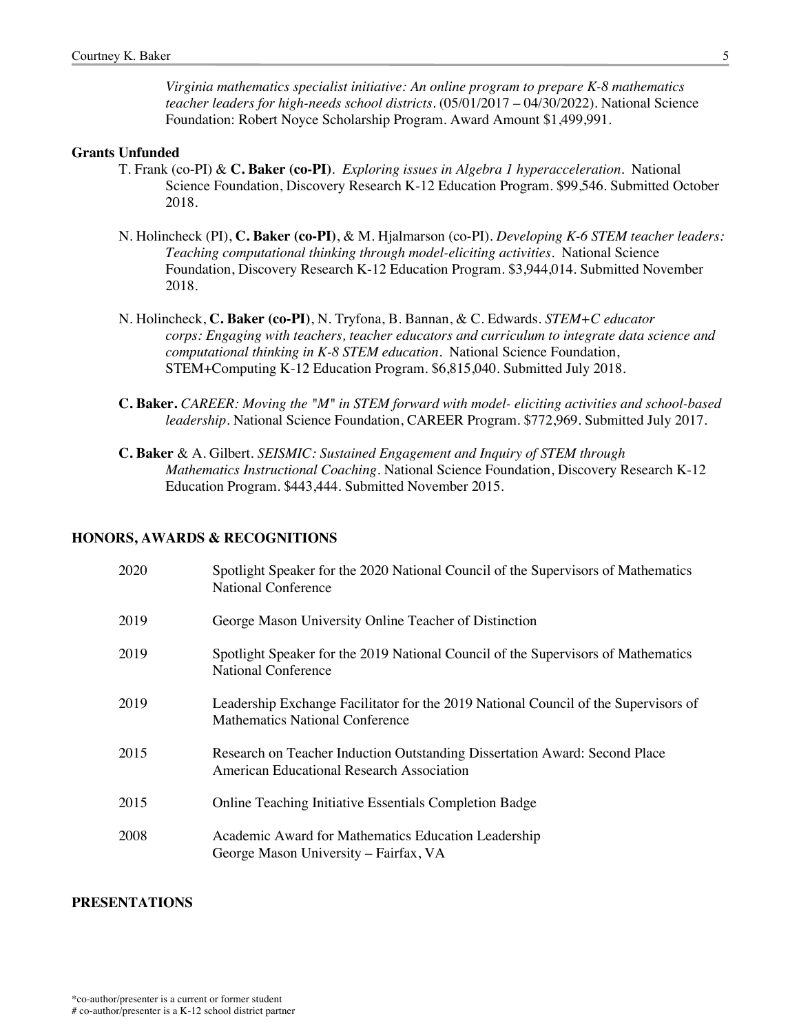*Virginia mathematics specialist initiative: An online program to prepare K-8 mathematics teacher leaders for high-needs school districts*. (05/01/2017 – 04/30/2022). National Science Foundation: Robert Noyce Scholarship Program. Award Amount $1,499,991.

**Grants Unfunded**

T. Frank (co-PI) & **C. Baker (co-PI)**. *Exploring issues in Algebra 1 hyperacceleration*. National Science Foundation, Discovery Research K-12 Education Program. $99,546. Submitted October 2018.

N. Holincheck (PI), **C. Baker (co-PI)**, & M. Hjalmarson (co-PI). *Developing K-6 STEM teacher leaders: Teaching computational thinking through model-eliciting activities*. National Science Foundation, Discovery Research K-12 Education Program. $3,944,014. Submitted November 2018.

N. Holincheck, **C. Baker (co-PI)**, N. Tryfona, B. Bannan, & C. Edwards. *STEM+C educator corps: Engaging with teachers, teacher educators and curriculum to integrate data science and computational thinking in K-8 STEM education*. National Science Foundation, STEM+Computing K-12 Education Program. $6,815,040. Submitted July 2018.

**C. Baker.** *CAREER: Moving the "M" in STEM forward with model- eliciting activities and school-based leadership*. National Science Foundation, CAREER Program. $772,969. Submitted July 2017.

**C. Baker** & A. Gilbert. *SEISMIC: Sustained Engagement and Inquiry of STEM through Mathematics Instructional Coaching*. National Science Foundation, Discovery Research K-12 Education Program. $443,444. Submitted November 2015.

## HONORS, AWARDS & RECOGNITIONS

| | |
|---|---|
| 2020 | Spotlight Speaker for the 2020 National Council of the Supervisors of Mathematics National Conference |
| 2019 | George Mason University Online Teacher of Distinction |
| 2019 | Spotlight Speaker for the 2019 National Council of the Supervisors of Mathematics National Conference |
| 2019 | Leadership Exchange Facilitator for the 2019 National Council of the Supervisors of Mathematics National Conference |
| 2015 | Research on Teacher Induction Outstanding Dissertation Award: Second Place American Educational Research Association |
| 2015 | Online Teaching Initiative Essentials Completion Badge |
| 2008 | Academic Award for Mathematics Education Leadership George Mason University – Fairfax, VA |

## PRESENTATIONS

*co-author/presenter is a current or former student
# co-author/presenter is a K-12 school district partner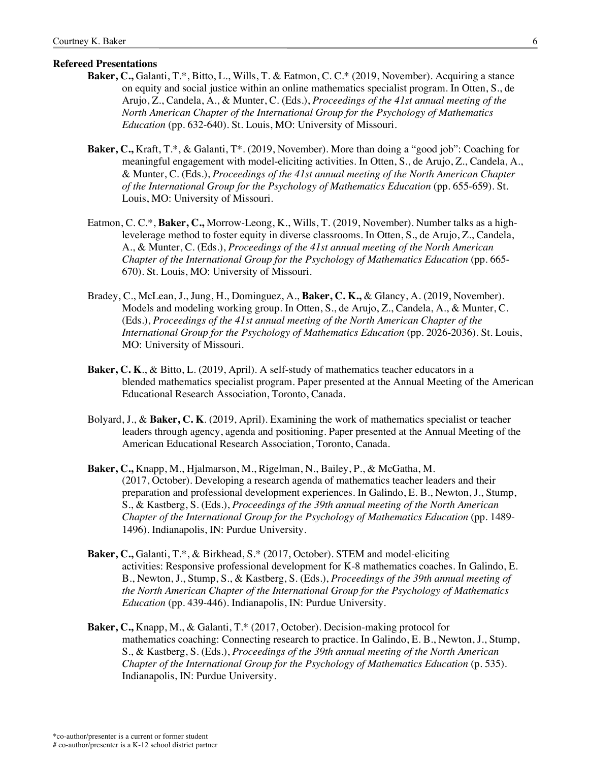**Refereed Presentations**

**Baker, C.,** Galanti, T.*, Bitto, L., Wills, T. & Eatmon, C. C.* (2019, November). Acquiring a stance on equity and social justice within an online mathematics specialist program. In Otten, S., de Arujo, Z., Candela, A., & Munter, C. (Eds.), *Proceedings of the 41st annual meeting of the North American Chapter of the International Group for the Psychology of Mathematics Education* (pp. 632-640). St. Louis, MO: University of Missouri.

**Baker, C.,** Kraft, T.*, & Galanti, T*. (2019, November). More than doing a "good job": Coaching for meaningful engagement with model-eliciting activities. In Otten, S., de Arujo, Z., Candela, A., & Munter, C. (Eds.), *Proceedings of the 41st annual meeting of the North American Chapter of the International Group for the Psychology of Mathematics Education* (pp. 655-659). St. Louis, MO: University of Missouri.

Eatmon, C. C.*, **Baker, C.,** Morrow-Leong, K., Wills, T. (2019, November). Number talks as a high-leverlerage method to foster equity in diverse classrooms. In Otten, S., de Arujo, Z., Candela, A., & Munter, C. (Eds.), *Proceedings of the 41st annual meeting of the North American Chapter of the International Group for the Psychology of Mathematics Education* (pp. 665-670). St. Louis, MO: University of Missouri.

Bradey, C., McLean, J., Jung, H., Dominguez, A., **Baker, C. K.,** & Glancy, A. (2019, November). Models and modeling working group. In Otten, S., de Arujo, Z., Candela, A., & Munter, C. (Eds.), *Proceedings of the 41st annual meeting of the North American Chapter of the International Group for the Psychology of Mathematics Education* (pp. 2026-2036). St. Louis, MO: University of Missouri.

**Baker, C. K**., & Bitto, L. (2019, April). A self-study of mathematics teacher educators in a blended mathematics specialist program. Paper presented at the Annual Meeting of the American Educational Research Association, Toronto, Canada.

Bolyard, J., & **Baker, C. K**. (2019, April). Examining the work of mathematics specialist or teacher leaders through agency, agenda and positioning. Paper presented at the Annual Meeting of the American Educational Research Association, Toronto, Canada.

**Baker, C.,** Knapp, M., Hjalmarson, M., Rigelman, N., Bailey, P., & McGatha, M. (2017, October). Developing a research agenda of mathematics teacher leaders and their preparation and professional development experiences. In Galindo, E. B., Newton, J., Stump, S., & Kastberg, S. (Eds.), *Proceedings of the 39th annual meeting of the North American Chapter of the International Group for the Psychology of Mathematics Education* (pp. 1489-1496). Indianapolis, IN: Purdue University.

**Baker, C.,** Galanti, T.*, & Birkhead, S.* (2017, October). STEM and model-eliciting activities: Responsive professional development for K-8 mathematics coaches. In Galindo, E. B., Newton, J., Stump, S., & Kastberg, S. (Eds.), *Proceedings of the 39th annual meeting of the North American Chapter of the International Group for the Psychology of Mathematics Education* (pp. 439-446). Indianapolis, IN: Purdue University.

**Baker, C.,** Knapp, M., & Galanti, T.* (2017, October). Decision-making protocol for mathematics coaching: Connecting research to practice. In Galindo, E. B., Newton, J., Stump, S., & Kastberg, S. (Eds.), *Proceedings of the 39th annual meeting of the North American Chapter of the International Group for the Psychology of Mathematics Education* (p. 535). Indianapolis, IN: Purdue University.

*co-author/presenter is a current or former student
# co-author/presenter is a K-12 school district partner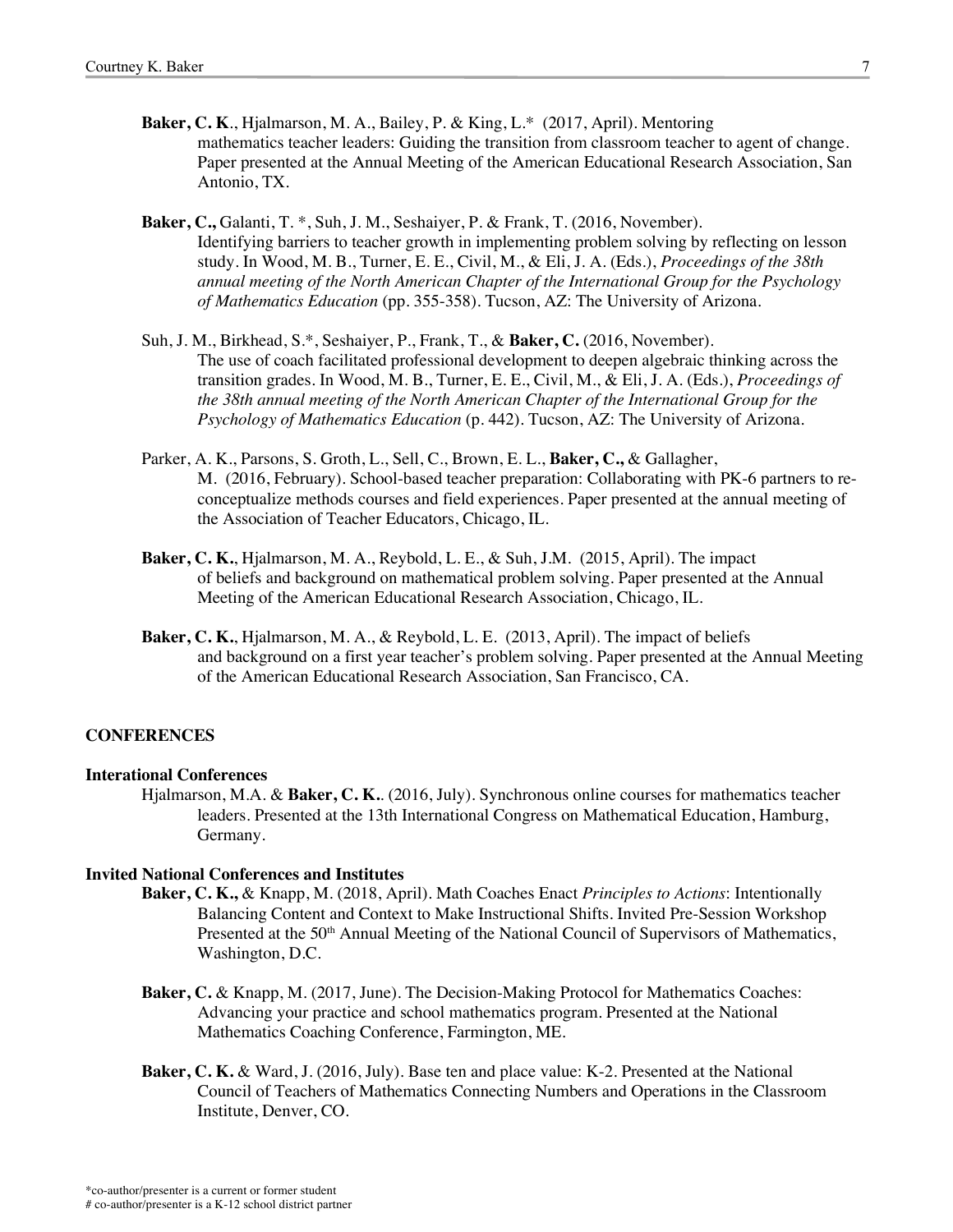**Baker, C. K**., Hjalmarson, M. A., Bailey, P. & King, L.* (2017, April). Mentoring mathematics teacher leaders: Guiding the transition from classroom teacher to agent of change. Paper presented at the Annual Meeting of the American Educational Research Association, San Antonio, TX.

**Baker, C.,** Galanti, T. *, Suh, J. M., Seshaiyer, P. & Frank, T. (2016, November). Identifying barriers to teacher growth in implementing problem solving by reflecting on lesson study. In Wood, M. B., Turner, E. E., Civil, M., & Eli, J. A. (Eds.), *Proceedings of the 38th annual meeting of the North American Chapter of the International Group for the Psychology of Mathematics Education* (pp. 355-358). Tucson, AZ: The University of Arizona.

Suh, J. M., Birkhead, S.*, Seshaiyer, P., Frank, T., & **Baker, C.** (2016, November). The use of coach facilitated professional development to deepen algebraic thinking across the transition grades. In Wood, M. B., Turner, E. E., Civil, M., & Eli, J. A. (Eds.), *Proceedings of the 38th annual meeting of the North American Chapter of the International Group for the Psychology of Mathematics Education* (p. 442). Tucson, AZ: The University of Arizona.

Parker, A. K., Parsons, S. Groth, L., Sell, C., Brown, E. L., **Baker, C.,** & Gallagher, M. (2016, February). School-based teacher preparation: Collaborating with PK-6 partners to re-conceptualize methods courses and field experiences. Paper presented at the annual meeting of the Association of Teacher Educators, Chicago, IL.

**Baker, C. K.**, Hjalmarson, M. A., Reybold, L. E., & Suh, J.M. (2015, April). The impact of beliefs and background on mathematical problem solving. Paper presented at the Annual Meeting of the American Educational Research Association, Chicago, IL.

**Baker, C. K.**, Hjalmarson, M. A., & Reybold, L. E. (2013, April). The impact of beliefs and background on a first year teacher's problem solving. Paper presented at the Annual Meeting of the American Educational Research Association, San Francisco, CA.

## CONFERENCES

### Interational Conferences

Hjalmarson, M.A. & **Baker, C. K.**. (2016, July). Synchronous online courses for mathematics teacher leaders. Presented at the 13th International Congress on Mathematical Education, Hamburg, Germany.

### Invited National Conferences and Institutes

**Baker, C. K.,** & Knapp, M. (2018, April). Math Coaches Enact *Principles to Actions*: Intentionally Balancing Content and Context to Make Instructional Shifts. Invited Pre-Session Workshop Presented at the 50th Annual Meeting of the National Council of Supervisors of Mathematics, Washington, D.C.

**Baker, C.** & Knapp, M. (2017, June). The Decision-Making Protocol for Mathematics Coaches: Advancing your practice and school mathematics program. Presented at the National Mathematics Coaching Conference, Farmington, ME.

**Baker, C. K.** & Ward, J. (2016, July). Base ten and place value: K-2. Presented at the National Council of Teachers of Mathematics Connecting Numbers and Operations in the Classroom Institute, Denver, CO.

*co-author/presenter is a current or former student
# co-author/presenter is a K-12 school district partner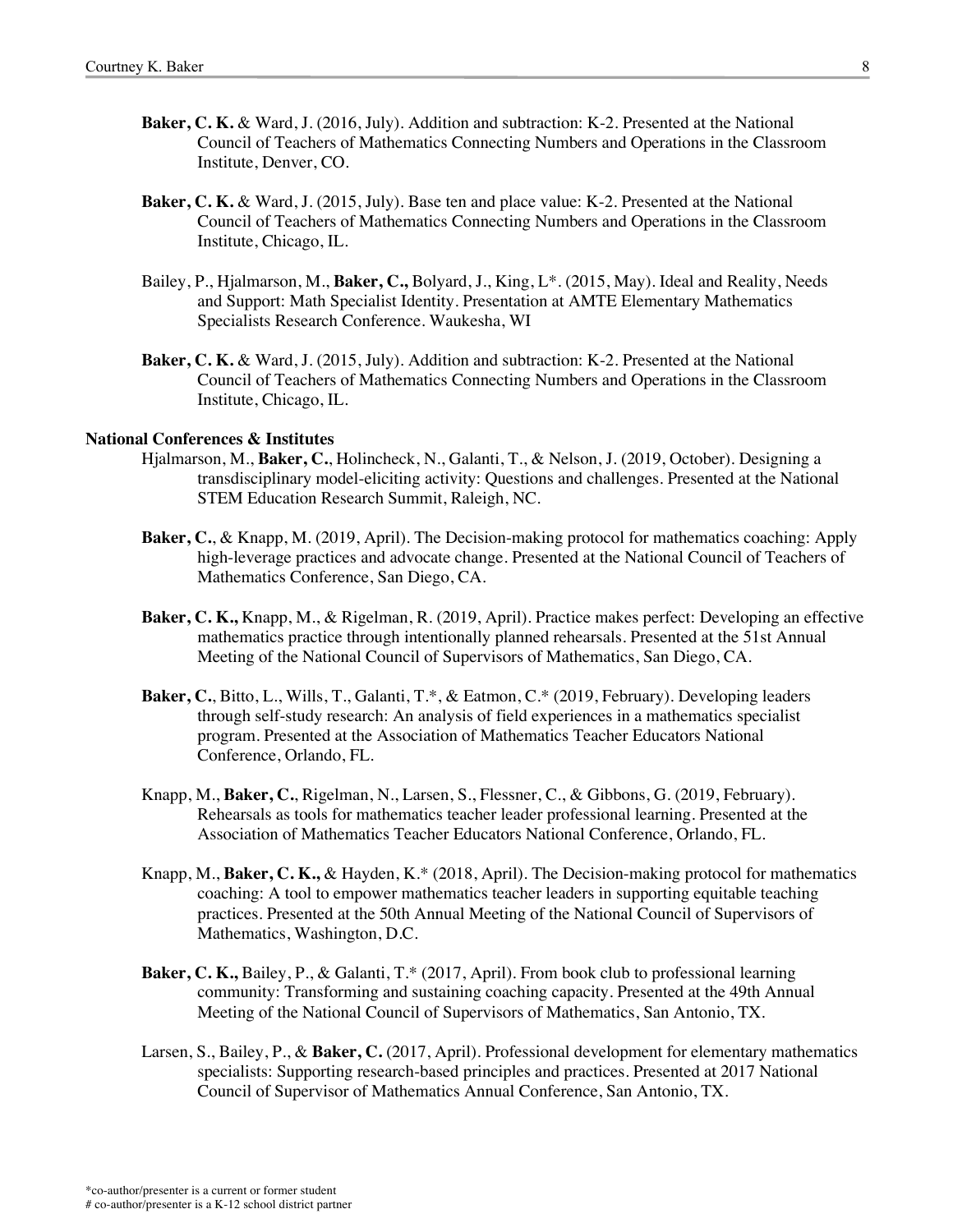**Baker, C. K.** & Ward, J. (2016, July). Addition and subtraction: K-2. Presented at the National Council of Teachers of Mathematics Connecting Numbers and Operations in the Classroom Institute, Denver, CO.

**Baker, C. K.** & Ward, J. (2015, July). Base ten and place value: K-2. Presented at the National Council of Teachers of Mathematics Connecting Numbers and Operations in the Classroom Institute, Chicago, IL.

Bailey, P., Hjalmarson, M., **Baker, C.,** Bolyard, J., King, L*. (2015, May). Ideal and Reality, Needs and Support: Math Specialist Identity. Presentation at AMTE Elementary Mathematics Specialists Research Conference. Waukesha, WI

**Baker, C. K.** & Ward, J. (2015, July). Addition and subtraction: K-2. Presented at the National Council of Teachers of Mathematics Connecting Numbers and Operations in the Classroom Institute, Chicago, IL.

**National Conferences & Institutes**

Hjalmarson, M., **Baker, C.**, Holincheck, N., Galanti, T., & Nelson, J. (2019, October). Designing a transdisciplinary model-eliciting activity: Questions and challenges. Presented at the National STEM Education Research Summit, Raleigh, NC.

**Baker, C.**, & Knapp, M. (2019, April). The Decision-making protocol for mathematics coaching: Apply high-leverage practices and advocate change. Presented at the National Council of Teachers of Mathematics Conference, San Diego, CA.

**Baker, C. K.,** Knapp, M., & Rigelman, R. (2019, April). Practice makes perfect: Developing an effective mathematics practice through intentionally planned rehearsals. Presented at the 51st Annual Meeting of the National Council of Supervisors of Mathematics, San Diego, CA.

**Baker, C.**, Bitto, L., Wills, T., Galanti, T.*, & Eatmon, C.* (2019, February). Developing leaders through self-study research: An analysis of field experiences in a mathematics specialist program. Presented at the Association of Mathematics Teacher Educators National Conference, Orlando, FL.

Knapp, M., **Baker, C.**, Rigelman, N., Larsen, S., Flessner, C., & Gibbons, G. (2019, February). Rehearsals as tools for mathematics teacher leader professional learning. Presented at the Association of Mathematics Teacher Educators National Conference, Orlando, FL.

Knapp, M., **Baker, C. K.,** & Hayden, K.* (2018, April). The Decision-making protocol for mathematics coaching: A tool to empower mathematics teacher leaders in supporting equitable teaching practices. Presented at the 50th Annual Meeting of the National Council of Supervisors of Mathematics, Washington, D.C.

**Baker, C. K.,** Bailey, P., & Galanti, T.* (2017, April). From book club to professional learning community: Transforming and sustaining coaching capacity. Presented at the 49th Annual Meeting of the National Council of Supervisors of Mathematics, San Antonio, TX.

Larsen, S., Bailey, P., & **Baker, C.** (2017, April). Professional development for elementary mathematics specialists: Supporting research-based principles and practices. Presented at 2017 National Council of Supervisor of Mathematics Annual Conference, San Antonio, TX.

*co-author/presenter is a current or former student
# co-author/presenter is a K-12 school district partner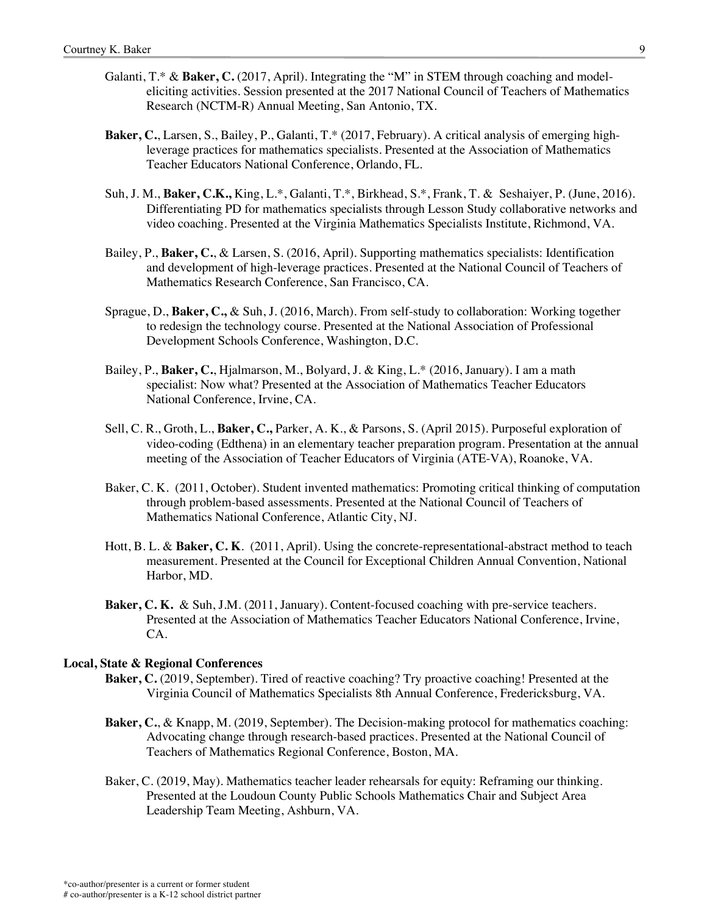Galanti, T.* & **Baker, C.** (2017, April). Integrating the "M" in STEM through coaching and model-eliciting activities. Session presented at the 2017 National Council of Teachers of Mathematics Research (NCTM-R) Annual Meeting, San Antonio, TX.

**Baker, C.**, Larsen, S., Bailey, P., Galanti, T.* (2017, February). A critical analysis of emerging high-leverage practices for mathematics specialists. Presented at the Association of Mathematics Teacher Educators National Conference, Orlando, FL.

Suh, J. M., **Baker, C.K.,** King, L.*, Galanti, T.*, Birkhead, S.*, Frank, T. & Seshaiyer, P. (June, 2016). Differentiating PD for mathematics specialists through Lesson Study collaborative networks and video coaching. Presented at the Virginia Mathematics Specialists Institute, Richmond, VA.

Bailey, P., **Baker, C.**, & Larsen, S. (2016, April). Supporting mathematics specialists: Identification and development of high-leverage practices. Presented at the National Council of Teachers of Mathematics Research Conference, San Francisco, CA.

Sprague, D., **Baker, C.,** & Suh, J. (2016, March). From self-study to collaboration: Working together to redesign the technology course. Presented at the National Association of Professional Development Schools Conference, Washington, D.C.

Bailey, P., **Baker, C.**, Hjalmarson, M., Bolyard, J. & King, L.* (2016, January). I am a math specialist: Now what? Presented at the Association of Mathematics Teacher Educators National Conference, Irvine, CA.

Sell, C. R., Groth, L., **Baker, C.,** Parker, A. K., & Parsons, S. (April 2015). Purposeful exploration of video-coding (Edthena) in an elementary teacher preparation program. Presentation at the annual meeting of the Association of Teacher Educators of Virginia (ATE-VA), Roanoke, VA.

Baker, C. K. (2011, October). Student invented mathematics: Promoting critical thinking of computation through problem-based assessments. Presented at the National Council of Teachers of Mathematics National Conference, Atlantic City, NJ.

Hott, B. L. & **Baker, C. K**. (2011, April). Using the concrete-representational-abstract method to teach measurement. Presented at the Council for Exceptional Children Annual Convention, National Harbor, MD.

**Baker, C. K.** & Suh, J.M. (2011, January). Content-focused coaching with pre-service teachers. Presented at the Association of Mathematics Teacher Educators National Conference, Irvine, CA.

**Local, State & Regional Conferences**

**Baker, C.** (2019, September). Tired of reactive coaching? Try proactive coaching! Presented at the Virginia Council of Mathematics Specialists 8th Annual Conference, Fredericksburg, VA.

**Baker, C.**, & Knapp, M. (2019, September). The Decision-making protocol for mathematics coaching: Advocating change through research-based practices. Presented at the National Council of Teachers of Mathematics Regional Conference, Boston, MA.

Baker, C. (2019, May). Mathematics teacher leader rehearsals for equity: Reframing our thinking. Presented at the Loudoun County Public Schools Mathematics Chair and Subject Area Leadership Team Meeting, Ashburn, VA.

*co-author/presenter is a current or former student
# co-author/presenter is a K-12 school district partner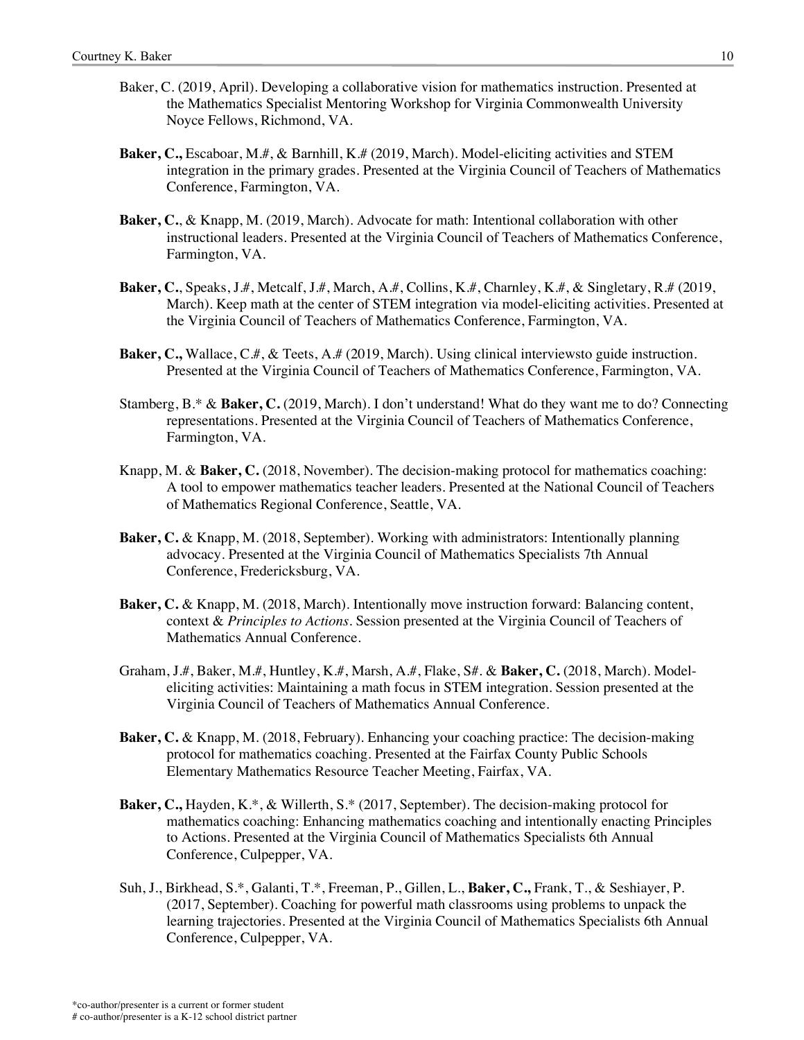Baker, C. (2019, April). Developing a collaborative vision for mathematics instruction. Presented at the Mathematics Specialist Mentoring Workshop for Virginia Commonwealth University Noyce Fellows, Richmond, VA.

**Baker, C.,** Escaboar, M.#, & Barnhill, K.# (2019, March). Model-eliciting activities and STEM integration in the primary grades. Presented at the Virginia Council of Teachers of Mathematics Conference, Farmington, VA.

**Baker, C.**, & Knapp, M. (2019, March). Advocate for math: Intentional collaboration with other instructional leaders. Presented at the Virginia Council of Teachers of Mathematics Conference, Farmington, VA.

**Baker, C.**, Speaks, J.#, Metcalf, J.#, March, A.#, Collins, K.#, Charnley, K.#, & Singletary, R.# (2019, March). Keep math at the center of STEM integration via model-eliciting activities. Presented at the Virginia Council of Teachers of Mathematics Conference, Farmington, VA.

**Baker, C.,** Wallace, C.#, & Teets, A.# (2019, March). Using clinical interviewsto guide instruction. Presented at the Virginia Council of Teachers of Mathematics Conference, Farmington, VA.

Stamberg, B.* & **Baker, C.** (2019, March). I don't understand! What do they want me to do? Connecting representations. Presented at the Virginia Council of Teachers of Mathematics Conference, Farmington, VA.

Knapp, M. & **Baker, C.** (2018, November). The decision-making protocol for mathematics coaching: A tool to empower mathematics teacher leaders. Presented at the National Council of Teachers of Mathematics Regional Conference, Seattle, VA.

**Baker, C.** & Knapp, M. (2018, September). Working with administrators: Intentionally planning advocacy. Presented at the Virginia Council of Mathematics Specialists 7th Annual Conference, Fredericksburg, VA.

**Baker, C.** & Knapp, M. (2018, March). Intentionally move instruction forward: Balancing content, context & *Principles to Actions*. Session presented at the Virginia Council of Teachers of Mathematics Annual Conference.

Graham, J.#, Baker, M.#, Huntley, K.#, Marsh, A.#, Flake, S#. & **Baker, C.** (2018, March). Model-eliciting activities: Maintaining a math focus in STEM integration. Session presented at the Virginia Council of Teachers of Mathematics Annual Conference.

**Baker, C.** & Knapp, M. (2018, February). Enhancing your coaching practice: The decision-making protocol for mathematics coaching. Presented at the Fairfax County Public Schools Elementary Mathematics Resource Teacher Meeting, Fairfax, VA.

**Baker, C.,** Hayden, K.*, & Willerth, S.* (2017, September). The decision-making protocol for mathematics coaching: Enhancing mathematics coaching and intentionally enacting Principles to Actions. Presented at the Virginia Council of Mathematics Specialists 6th Annual Conference, Culpepper, VA.

Suh, J., Birkhead, S.*, Galanti, T.*, Freeman, P., Gillen, L., **Baker, C.,** Frank, T., & Seshiayer, P. (2017, September). Coaching for powerful math classrooms using problems to unpack the learning trajectories. Presented at the Virginia Council of Mathematics Specialists 6th Annual Conference, Culpepper, VA.

*co-author/presenter is a current or former student
# co-author/presenter is a K-12 school district partner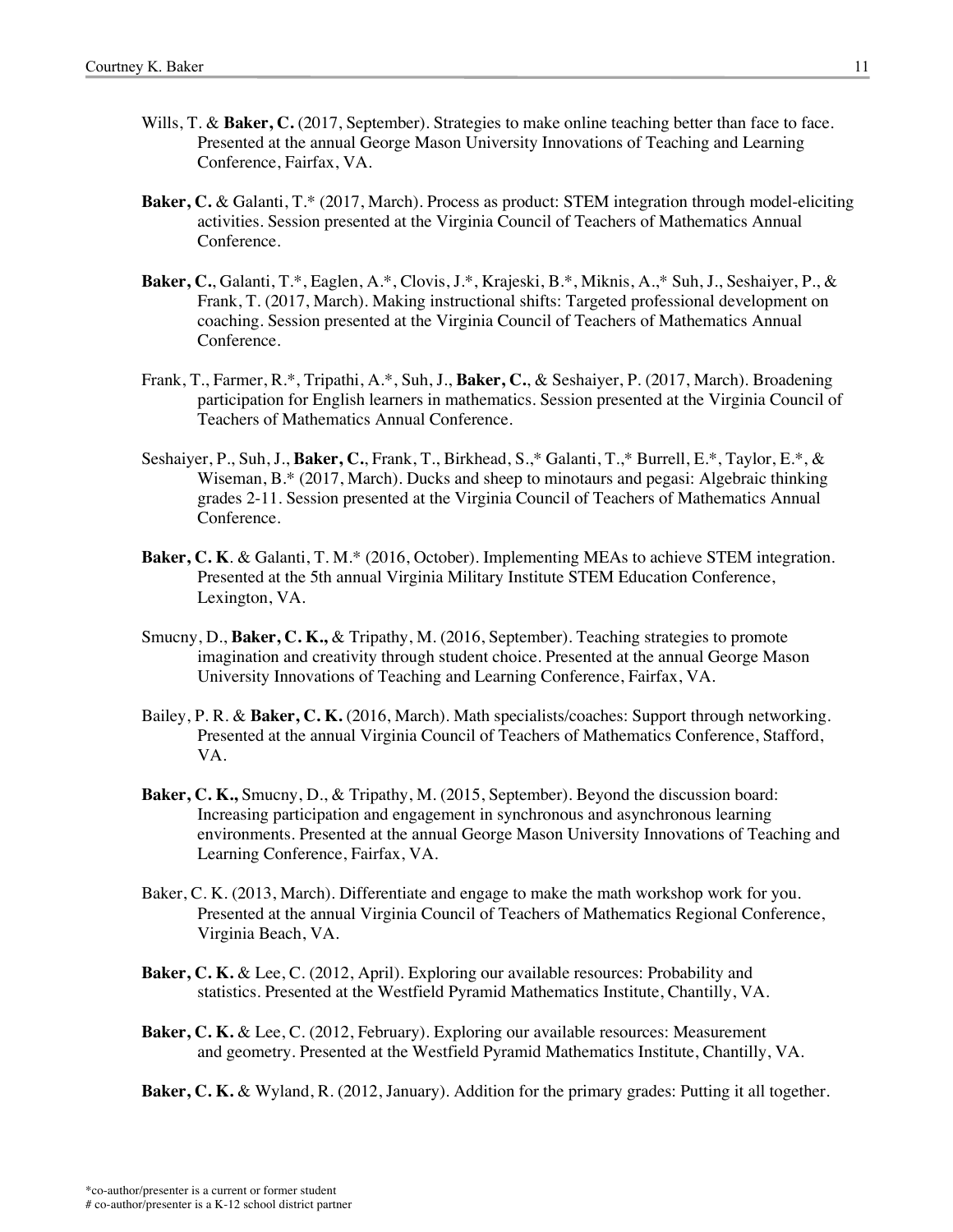Wills, T. & **Baker, C.** (2017, September). Strategies to make online teaching better than face to face. Presented at the annual George Mason University Innovations of Teaching and Learning Conference, Fairfax, VA.

**Baker, C.** & Galanti, T.* (2017, March). Process as product: STEM integration through model-eliciting activities. Session presented at the Virginia Council of Teachers of Mathematics Annual Conference.

**Baker, C.**, Galanti, T.*, Eaglen, A.*, Clovis, J.*, Krajeski, B.*, Miknis, A.,* Suh, J., Seshaiyer, P., & Frank, T. (2017, March). Making instructional shifts: Targeted professional development on coaching. Session presented at the Virginia Council of Teachers of Mathematics Annual Conference.

Frank, T., Farmer, R.*, Tripathi, A.*, Suh, J., **Baker, C.**, & Seshaiyer, P. (2017, March). Broadening participation for English learners in mathematics. Session presented at the Virginia Council of Teachers of Mathematics Annual Conference.

Seshaiyer, P., Suh, J., **Baker, C.**, Frank, T., Birkhead, S.,* Galanti, T.,* Burrell, E.*, Taylor, E.*, & Wiseman, B.* (2017, March). Ducks and sheep to minotaurs and pegasi: Algebraic thinking grades 2-11. Session presented at the Virginia Council of Teachers of Mathematics Annual Conference.

**Baker, C. K**. & Galanti, T. M.* (2016, October). Implementing MEAs to achieve STEM integration. Presented at the 5th annual Virginia Military Institute STEM Education Conference, Lexington, VA.

Smucny, D., **Baker, C. K.,** & Tripathy, M. (2016, September). Teaching strategies to promote imagination and creativity through student choice. Presented at the annual George Mason University Innovations of Teaching and Learning Conference, Fairfax, VA.

Bailey, P. R. & **Baker, C. K.** (2016, March). Math specialists/coaches: Support through networking. Presented at the annual Virginia Council of Teachers of Mathematics Conference, Stafford, VA.

**Baker, C. K.,** Smucny, D., & Tripathy, M. (2015, September). Beyond the discussion board: Increasing participation and engagement in synchronous and asynchronous learning environments. Presented at the annual George Mason University Innovations of Teaching and Learning Conference, Fairfax, VA.

Baker, C. K. (2013, March). Differentiate and engage to make the math workshop work for you. Presented at the annual Virginia Council of Teachers of Mathematics Regional Conference, Virginia Beach, VA.

**Baker, C. K.** & Lee, C. (2012, April). Exploring our available resources: Probability and statistics. Presented at the Westfield Pyramid Mathematics Institute, Chantilly, VA.

**Baker, C. K.** & Lee, C. (2012, February). Exploring our available resources: Measurement and geometry. Presented at the Westfield Pyramid Mathematics Institute, Chantilly, VA.

**Baker, C. K.** & Wyland, R. (2012, January). Addition for the primary grades: Putting it all together.

*co-author/presenter is a current or former student
# co-author/presenter is a K-12 school district partner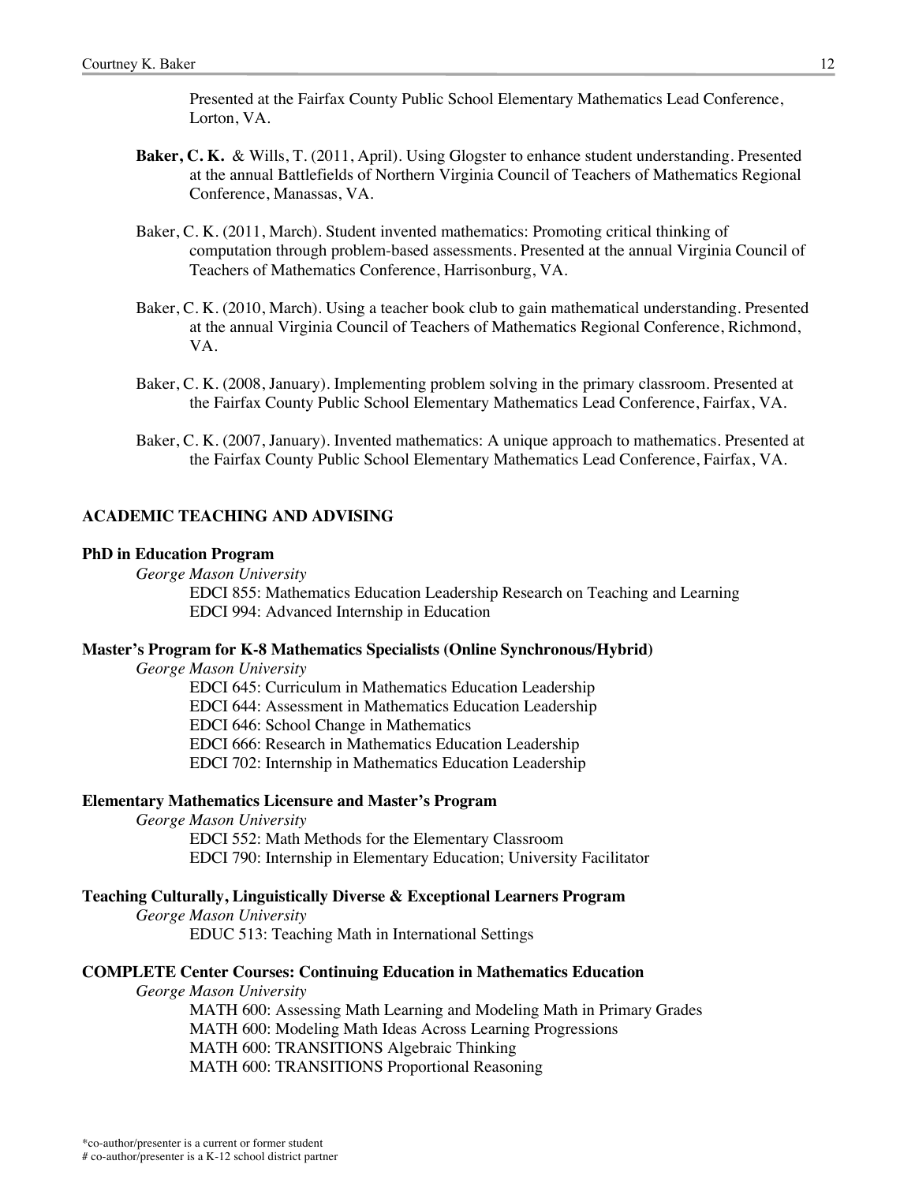Presented at the Fairfax County Public School Elementary Mathematics Lead Conference, Lorton, VA.

**Baker, C. K.** & Wills, T. (2011, April). Using Glogster to enhance student understanding. Presented at the annual Battlefields of Northern Virginia Council of Teachers of Mathematics Regional Conference, Manassas, VA.

Baker, C. K. (2011, March). Student invented mathematics: Promoting critical thinking of computation through problem-based assessments. Presented at the annual Virginia Council of Teachers of Mathematics Conference, Harrisonburg, VA.

Baker, C. K. (2010, March). Using a teacher book club to gain mathematical understanding. Presented at the annual Virginia Council of Teachers of Mathematics Regional Conference, Richmond, VA.

Baker, C. K. (2008, January). Implementing problem solving in the primary classroom. Presented at the Fairfax County Public School Elementary Mathematics Lead Conference, Fairfax, VA.

Baker, C. K. (2007, January). Invented mathematics: A unique approach to mathematics. Presented at the Fairfax County Public School Elementary Mathematics Lead Conference, Fairfax, VA.

## ACADEMIC TEACHING AND ADVISING

### PhD in Education Program

*George Mason University*

EDCI 855: Mathematics Education Leadership Research on Teaching and Learning
EDCI 994: Advanced Internship in Education

### Master's Program for K-8 Mathematics Specialists (Online Synchronous/Hybrid)

*George Mason University*

EDCI 645: Curriculum in Mathematics Education Leadership
EDCI 644: Assessment in Mathematics Education Leadership
EDCI 646: School Change in Mathematics
EDCI 666: Research in Mathematics Education Leadership
EDCI 702: Internship in Mathematics Education Leadership

### Elementary Mathematics Licensure and Master's Program

*George Mason University*

EDCI 552: Math Methods for the Elementary Classroom
EDCI 790: Internship in Elementary Education; University Facilitator

### Teaching Culturally, Linguistically Diverse & Exceptional Learners Program

*George Mason University*

EDUC 513: Teaching Math in International Settings

### COMPLETE Center Courses: Continuing Education in Mathematics Education

*George Mason University*

MATH 600: Assessing Math Learning and Modeling Math in Primary Grades
MATH 600: Modeling Math Ideas Across Learning Progressions
MATH 600: TRANSITIONS Algebraic Thinking
MATH 600: TRANSITIONS Proportional Reasoning

*co-author/presenter is a current or former student
# co-author/presenter is a K-12 school district partner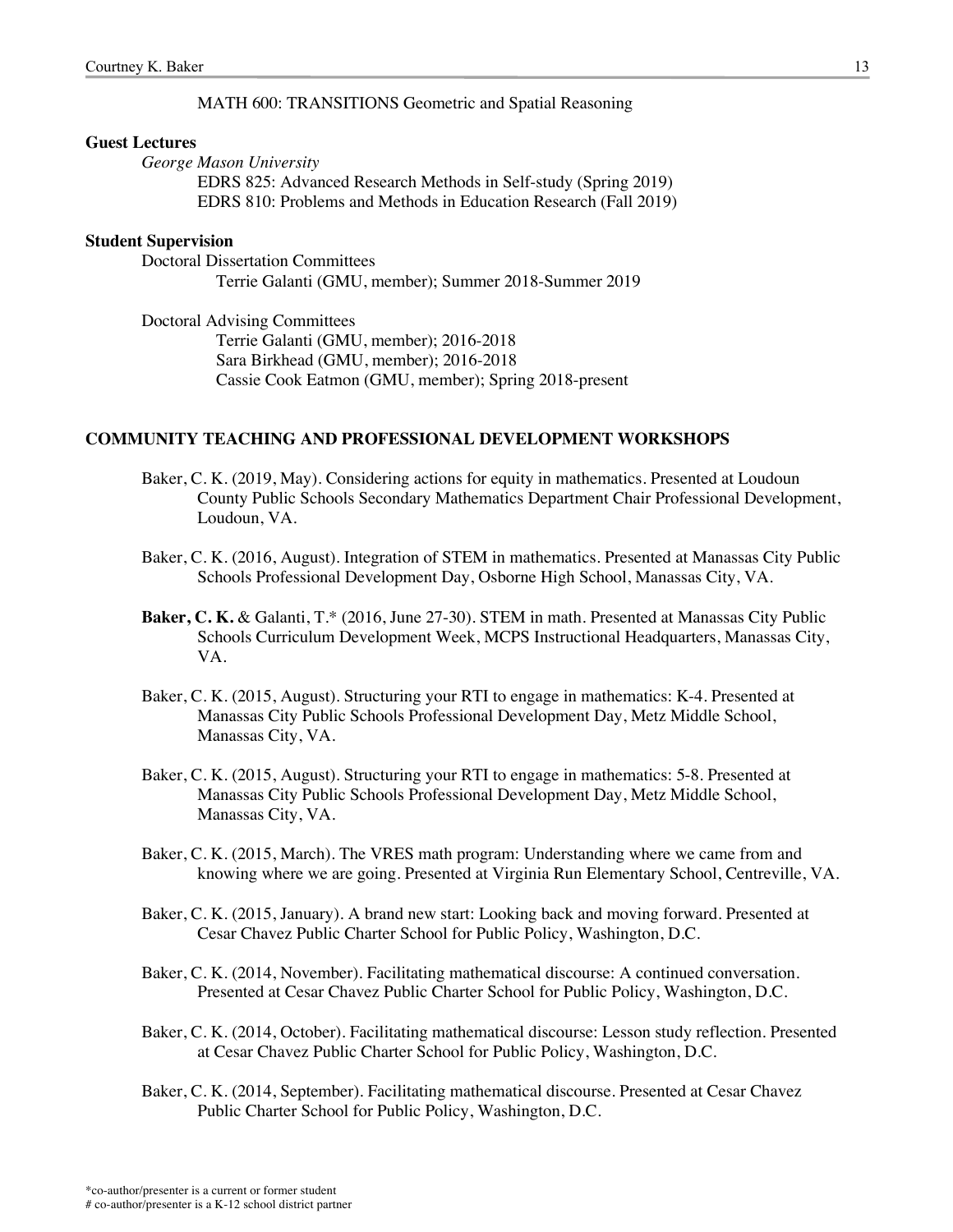MATH 600: TRANSITIONS Geometric and Spatial Reasoning

**Guest Lectures**

*George Mason University*

EDRS 825: Advanced Research Methods in Self-study (Spring 2019)
EDRS 810: Problems and Methods in Education Research (Fall 2019)

**Student Supervision**

Doctoral Dissertation Committees

Terrie Galanti (GMU, member); Summer 2018-Summer 2019

Doctoral Advising Committees

Terrie Galanti (GMU, member); 2016-2018
Sara Birkhead (GMU, member); 2016-2018
Cassie Cook Eatmon (GMU, member); Spring 2018-present

## COMMUNITY TEACHING AND PROFESSIONAL DEVELOPMENT WORKSHOPS

Baker, C. K. (2019, May). Considering actions for equity in mathematics. Presented at Loudoun County Public Schools Secondary Mathematics Department Chair Professional Development, Loudoun, VA.

Baker, C. K. (2016, August). Integration of STEM in mathematics. Presented at Manassas City Public Schools Professional Development Day, Osborne High School, Manassas City, VA.

**Baker, C. K.** & Galanti, T.* (2016, June 27-30). STEM in math. Presented at Manassas City Public Schools Curriculum Development Week, MCPS Instructional Headquarters, Manassas City, VA.

Baker, C. K. (2015, August). Structuring your RTI to engage in mathematics: K-4. Presented at Manassas City Public Schools Professional Development Day, Metz Middle School, Manassas City, VA.

Baker, C. K. (2015, August). Structuring your RTI to engage in mathematics: 5-8. Presented at Manassas City Public Schools Professional Development Day, Metz Middle School, Manassas City, VA.

Baker, C. K. (2015, March). The VRES math program: Understanding where we came from and knowing where we are going. Presented at Virginia Run Elementary School, Centreville, VA.

Baker, C. K. (2015, January). A brand new start: Looking back and moving forward. Presented at Cesar Chavez Public Charter School for Public Policy, Washington, D.C.

Baker, C. K. (2014, November). Facilitating mathematical discourse: A continued conversation. Presented at Cesar Chavez Public Charter School for Public Policy, Washington, D.C.

Baker, C. K. (2014, October). Facilitating mathematical discourse: Lesson study reflection. Presented at Cesar Chavez Public Charter School for Public Policy, Washington, D.C.

Baker, C. K. (2014, September). Facilitating mathematical discourse. Presented at Cesar Chavez Public Charter School for Public Policy, Washington, D.C.

*co-author/presenter is a current or former student
# co-author/presenter is a K-12 school district partner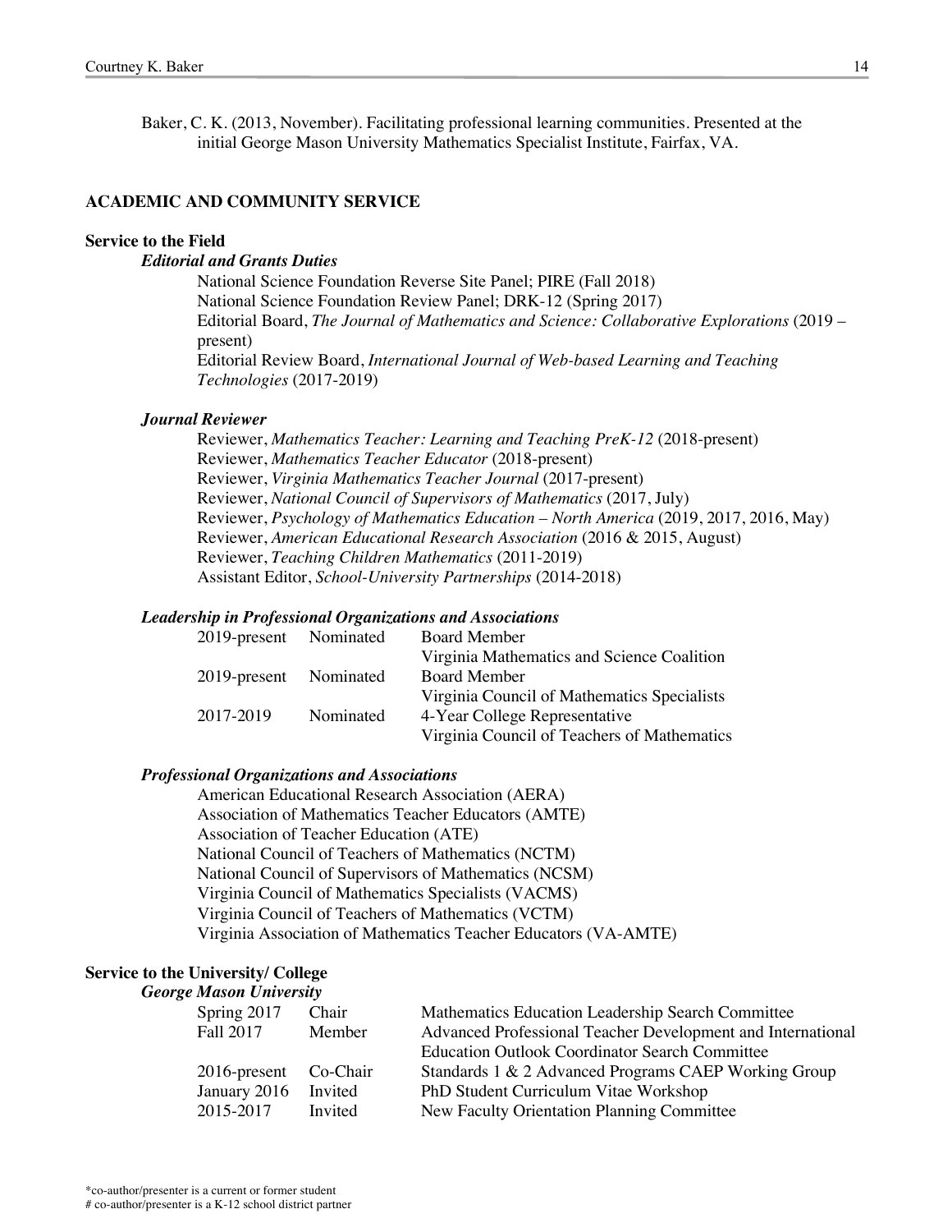Baker, C. K. (2013, November). Facilitating professional learning communities. Presented at the initial George Mason University Mathematics Specialist Institute, Fairfax, VA.

## ACADEMIC AND COMMUNITY SERVICE

### Service to the Field

#### *Editorial and Grants Duties*

National Science Foundation Reverse Site Panel; PIRE (Fall 2018)
National Science Foundation Review Panel; DRK-12 (Spring 2017)
Editorial Board, *The Journal of Mathematics and Science: Collaborative Explorations* (2019 – present)
Editorial Review Board, *International Journal of Web-based Learning and Teaching Technologies* (2017-2019)

#### *Journal Reviewer*

Reviewer, *Mathematics Teacher: Learning and Teaching PreK-12* (2018-present)
Reviewer, *Mathematics Teacher Educator* (2018-present)
Reviewer, *Virginia Mathematics Teacher Journal* (2017-present)
Reviewer, *National Council of Supervisors of Mathematics* (2017, July)
Reviewer, *Psychology of Mathematics Education – North America* (2019, 2017, 2016, May)
Reviewer, *American Educational Research Association* (2016 & 2015, August)
Reviewer, *Teaching Children Mathematics* (2011-2019)
Assistant Editor, *School-University Partnerships* (2014-2018)

#### *Leadership in Professional Organizations and Associations*

| | | |
|---|---|---|
| 2019-present | Nominated | Board Member<br>Virginia Mathematics and Science Coalition |
| 2019-present | Nominated | Board Member<br>Virginia Council of Mathematics Specialists |
| 2017-2019 | Nominated | 4-Year College Representative<br>Virginia Council of Teachers of Mathematics |

#### *Professional Organizations and Associations*

American Educational Research Association (AERA)
Association of Mathematics Teacher Educators (AMTE)
Association of Teacher Education (ATE)
National Council of Teachers of Mathematics (NCTM)
National Council of Supervisors of Mathematics (NCSM)
Virginia Council of Mathematics Specialists (VACMS)
Virginia Council of Teachers of Mathematics (VCTM)
Virginia Association of Mathematics Teacher Educators (VA-AMTE)

### Service to the University/ College

#### *George Mason University*

| | | |
|---|---|---|
| Spring 2017 | Chair | Mathematics Education Leadership Search Committee |
| Fall 2017 | Member | Advanced Professional Teacher Development and International Education Outlook Coordinator Search Committee |
| 2016-present | Co-Chair | Standards 1 & 2 Advanced Programs CAEP Working Group |
| January 2016 | Invited | PhD Student Curriculum Vitae Workshop |
| 2015-2017 | Invited | New Faculty Orientation Planning Committee |

*co-author/presenter is a current or former student
# co-author/presenter is a K-12 school district partner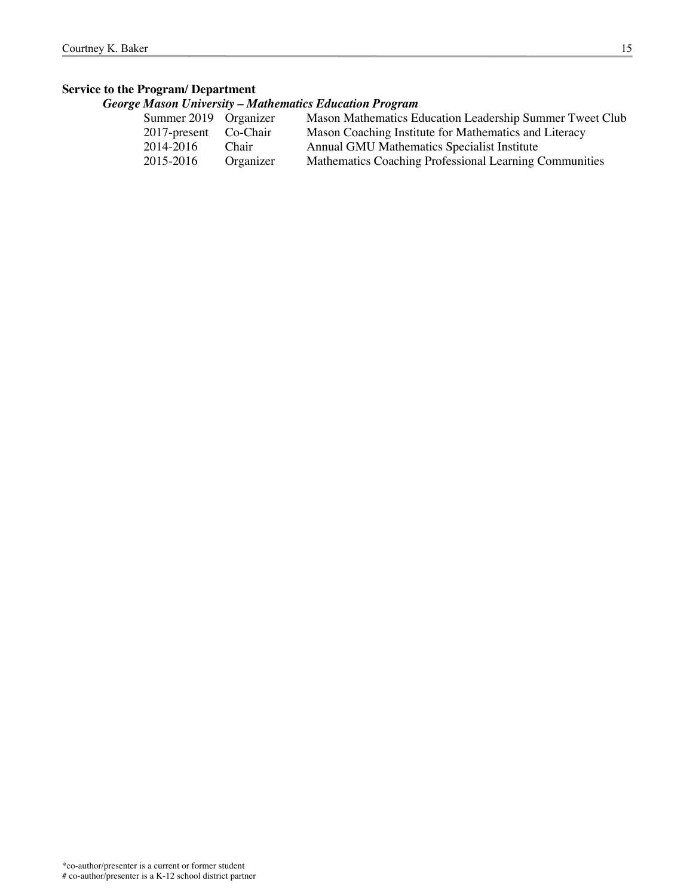**Service to the Program/ Department**

***George Mason University – Mathematics Education Program***

| | | |
|---|---|---|
| Summer 2019 | Organizer | Mason Mathematics Education Leadership Summer Tweet Club |
| 2017-present | Co-Chair | Mason Coaching Institute for Mathematics and Literacy |
| 2014-2016 | Chair | Annual GMU Mathematics Specialist Institute |
| 2015-2016 | Organizer | Mathematics Coaching Professional Learning Communities |

*co-author/presenter is a current or former student
# co-author/presenter is a K-12 school district partner